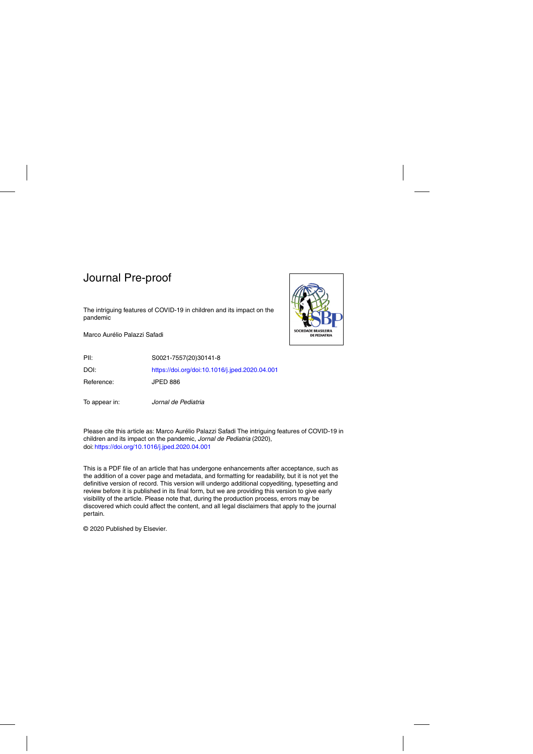# Journal Pre-proof

The intriguing features of COVID-19 in children and its impact on the pandemic

Marco Aurélio Palazzi Safadi

| | |
|---|---|
| PII: | S0021-7557(20)30141-8 |
| DOI: | https://doi.org/doi:10.1016/j.jped.2020.04.001 |
| Reference: | JPED 886 |
| To appear in: | *Jornal de Pediatria* |

Please cite this article as: Marco Aurélio Palazzi Safadi The intriguing features of COVID-19 in children and its impact on the pandemic, *Jornal de Pediatria* (2020), doi: https://doi.org/10.1016/j.jped.2020.04.001

This is a PDF file of an article that has undergone enhancements after acceptance, such as the addition of a cover page and metadata, and formatting for readability, but it is not yet the definitive version of record. This version will undergo additional copyediting, typesetting and review before it is published in its final form, but we are providing this version to give early visibility of the article. Please note that, during the production process, errors may be discovered which could affect the content, and all legal disclaimers that apply to the journal pertain.

© 2020 Published by Elsevier.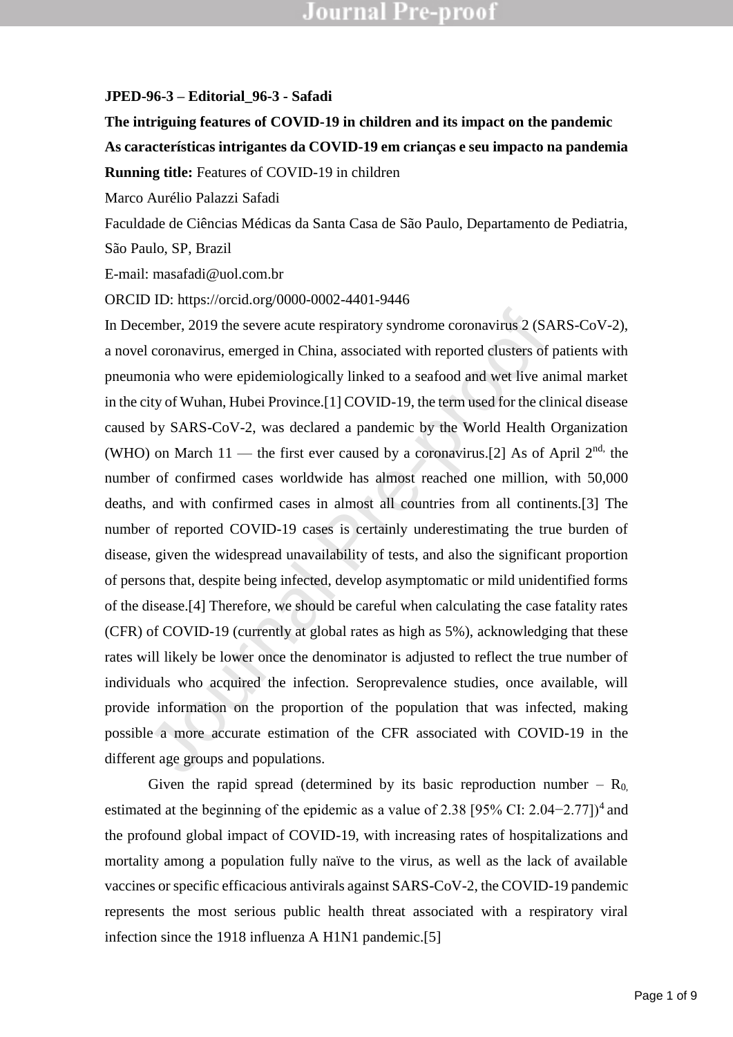**JPED-96-3 – Editorial_96-3 - Safadi**

**The intriguing features of COVID-19 in children and its impact on the pandemic**

**As características intrigantes da COVID-19 em crianças e seu impacto na pandemia**

**Running title:** Features of COVID-19 in children

Marco Aurélio Palazzi Safadi

Faculdade de Ciências Médicas da Santa Casa de São Paulo, Departamento de Pediatria, São Paulo, SP, Brazil

E-mail: masafadi@uol.com.br

ORCID ID: https://orcid.org/0000-0002-4401-9446

In December, 2019 the severe acute respiratory syndrome coronavirus 2 (SARS-CoV-2), a novel coronavirus, emerged in China, associated with reported clusters of patients with pneumonia who were epidemiologically linked to a seafood and wet live animal market in the city of Wuhan, Hubei Province.[1] COVID-19, the term used for the clinical disease caused by SARS-CoV-2, was declared a pandemic by the World Health Organization (WHO) on March 11 — the first ever caused by a coronavirus.[2] As of April 2nd, the number of confirmed cases worldwide has almost reached one million, with 50,000 deaths, and with confirmed cases in almost all countries from all continents.[3] The number of reported COVID-19 cases is certainly underestimating the true burden of disease, given the widespread unavailability of tests, and also the significant proportion of persons that, despite being infected, develop asymptomatic or mild unidentified forms of the disease.[4] Therefore, we should be careful when calculating the case fatality rates (CFR) of COVID-19 (currently at global rates as high as 5%), acknowledging that these rates will likely be lower once the denominator is adjusted to reflect the true number of individuals who acquired the infection. Seroprevalence studies, once available, will provide information on the proportion of the population that was infected, making possible a more accurate estimation of the CFR associated with COVID-19 in the different age groups and populations.

Given the rapid spread (determined by its basic reproduction number – $R_0$, estimated at the beginning of the epidemic as a value of 2.38 [95% CI: 2.04−2.77])[4] and the profound global impact of COVID-19, with increasing rates of hospitalizations and mortality among a population fully naïve to the virus, as well as the lack of available vaccines or specific efficacious antivirals against SARS-CoV-2, the COVID-19 pandemic represents the most serious public health threat associated with a respiratory viral infection since the 1918 influenza A H1N1 pandemic.[5]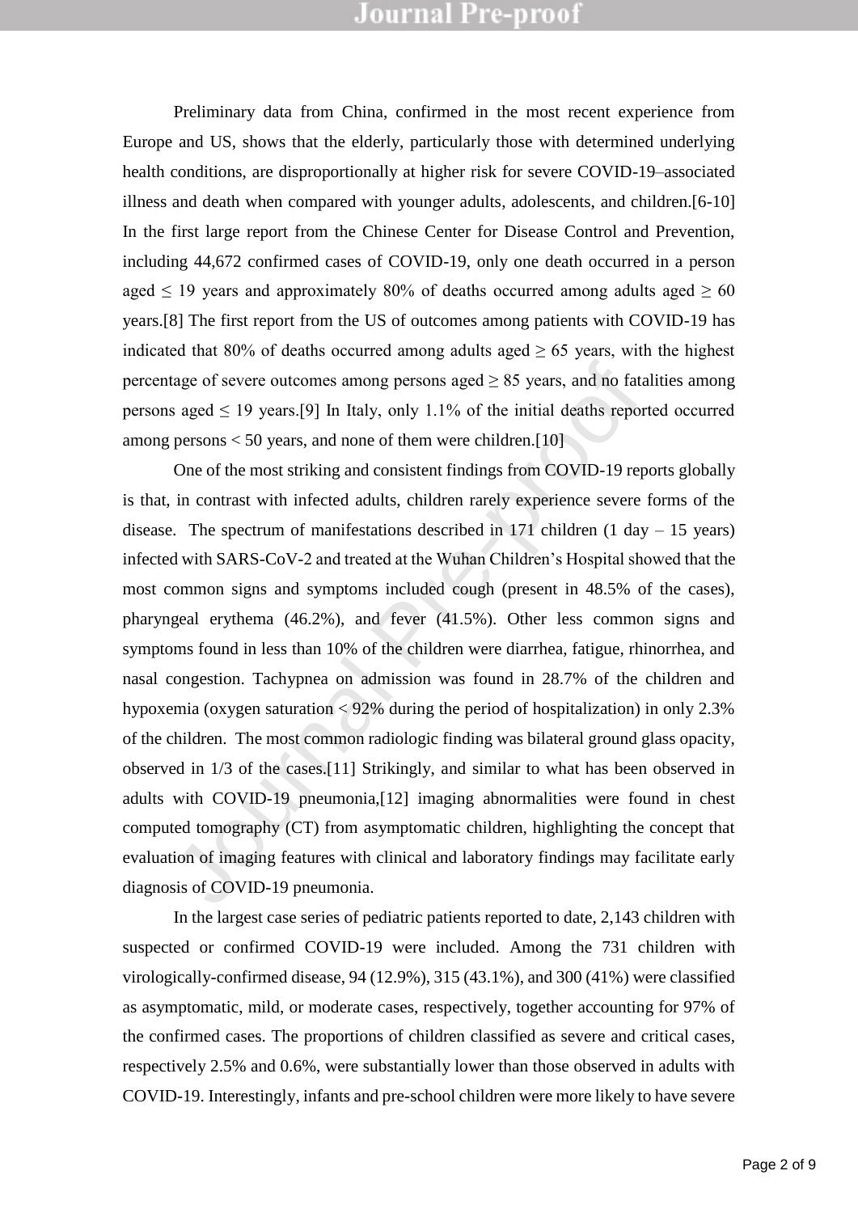Preliminary data from China, confirmed in the most recent experience from Europe and US, shows that the elderly, particularly those with determined underlying health conditions, are disproportionally at higher risk for severe COVID-19–associated illness and death when compared with younger adults, adolescents, and children.[6-10] In the first large report from the Chinese Center for Disease Control and Prevention, including 44,672 confirmed cases of COVID-19, only one death occurred in a person aged $\leq$ 19 years and approximately 80% of deaths occurred among adults aged $\geq$ 60 years.[8] The first report from the US of outcomes among patients with COVID-19 has indicated that 80% of deaths occurred among adults aged $\geq$ 65 years, with the highest percentage of severe outcomes among persons aged $\geq$ 85 years, and no fatalities among persons aged $\leq$ 19 years.[9] In Italy, only 1.1% of the initial deaths reported occurred among persons < 50 years, and none of them were children.[10]

One of the most striking and consistent findings from COVID-19 reports globally is that, in contrast with infected adults, children rarely experience severe forms of the disease. The spectrum of manifestations described in 171 children (1 day – 15 years) infected with SARS-CoV-2 and treated at the Wuhan Children's Hospital showed that the most common signs and symptoms included cough (present in 48.5% of the cases), pharyngeal erythema (46.2%), and fever (41.5%). Other less common signs and symptoms found in less than 10% of the children were diarrhea, fatigue, rhinorrhea, and nasal congestion. Tachypnea on admission was found in 28.7% of the children and hypoxemia (oxygen saturation < 92% during the period of hospitalization) in only 2.3% of the children. The most common radiologic finding was bilateral ground glass opacity, observed in 1/3 of the cases.[11] Strikingly, and similar to what has been observed in adults with COVID-19 pneumonia,[12] imaging abnormalities were found in chest computed tomography (CT) from asymptomatic children, highlighting the concept that evaluation of imaging features with clinical and laboratory findings may facilitate early diagnosis of COVID-19 pneumonia.

In the largest case series of pediatric patients reported to date, 2,143 children with suspected or confirmed COVID-19 were included. Among the 731 children with virologically-confirmed disease, 94 (12.9%), 315 (43.1%), and 300 (41%) were classified as asymptomatic, mild, or moderate cases, respectively, together accounting for 97% of the confirmed cases. The proportions of children classified as severe and critical cases, respectively 2.5% and 0.6%, were substantially lower than those observed in adults with COVID-19. Interestingly, infants and pre-school children were more likely to have severe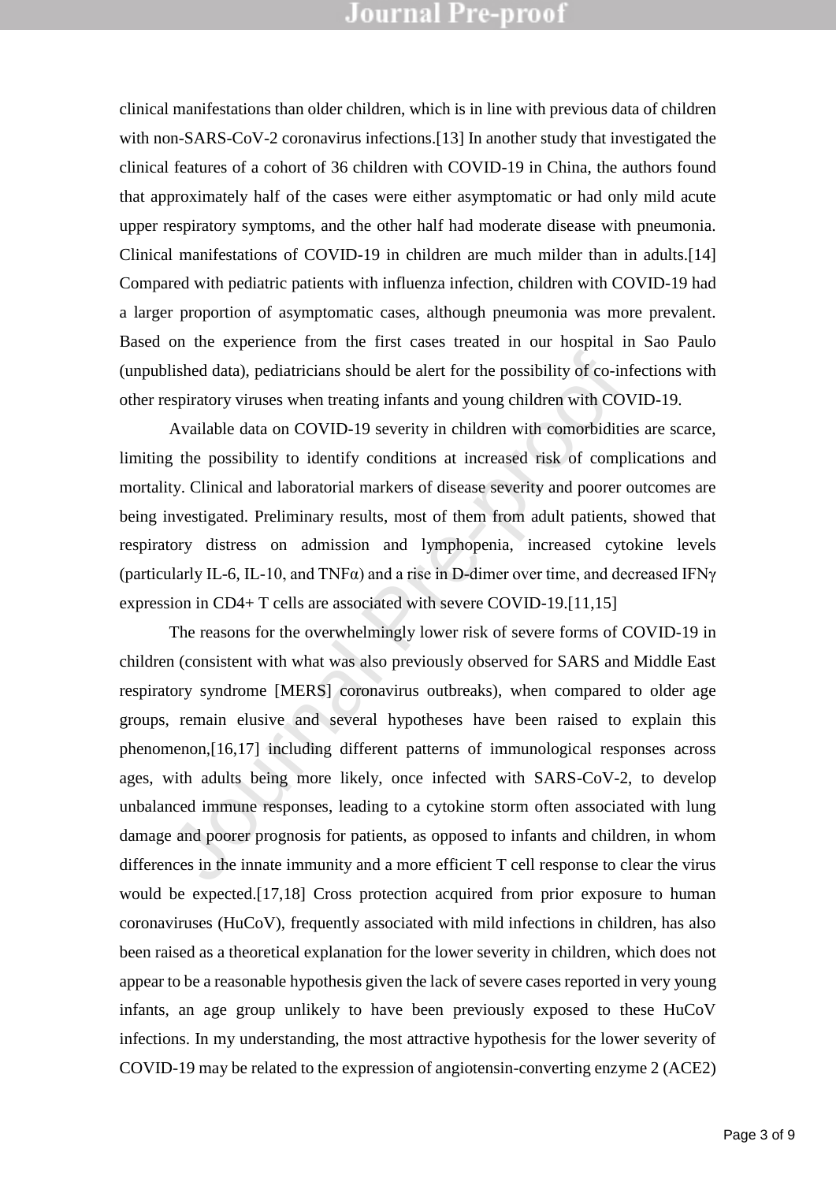clinical manifestations than older children, which is in line with previous data of children with non-SARS-CoV-2 coronavirus infections.[13] In another study that investigated the clinical features of a cohort of 36 children with COVID-19 in China, the authors found that approximately half of the cases were either asymptomatic or had only mild acute upper respiratory symptoms, and the other half had moderate disease with pneumonia. Clinical manifestations of COVID-19 in children are much milder than in adults.[14] Compared with pediatric patients with influenza infection, children with COVID-19 had a larger proportion of asymptomatic cases, although pneumonia was more prevalent. Based on the experience from the first cases treated in our hospital in Sao Paulo (unpublished data), pediatricians should be alert for the possibility of co-infections with other respiratory viruses when treating infants and young children with COVID-19.

Available data on COVID-19 severity in children with comorbidities are scarce, limiting the possibility to identify conditions at increased risk of complications and mortality. Clinical and laboratorial markers of disease severity and poorer outcomes are being investigated. Preliminary results, most of them from adult patients, showed that respiratory distress on admission and lymphopenia, increased cytokine levels (particularly IL-6, IL-10, and TNFα) and a rise in D-dimer over time, and decreased IFNγ expression in CD4+ T cells are associated with severe COVID-19.[11,15]

The reasons for the overwhelmingly lower risk of severe forms of COVID-19 in children (consistent with what was also previously observed for SARS and Middle East respiratory syndrome [MERS] coronavirus outbreaks), when compared to older age groups, remain elusive and several hypotheses have been raised to explain this phenomenon,[16,17] including different patterns of immunological responses across ages, with adults being more likely, once infected with SARS-CoV-2, to develop unbalanced immune responses, leading to a cytokine storm often associated with lung damage and poorer prognosis for patients, as opposed to infants and children, in whom differences in the innate immunity and a more efficient T cell response to clear the virus would be expected.[17,18] Cross protection acquired from prior exposure to human coronaviruses (HuCoV), frequently associated with mild infections in children, has also been raised as a theoretical explanation for the lower severity in children, which does not appear to be a reasonable hypothesis given the lack of severe cases reported in very young infants, an age group unlikely to have been previously exposed to these HuCoV infections. In my understanding, the most attractive hypothesis for the lower severity of COVID-19 may be related to the expression of angiotensin-converting enzyme 2 (ACE2)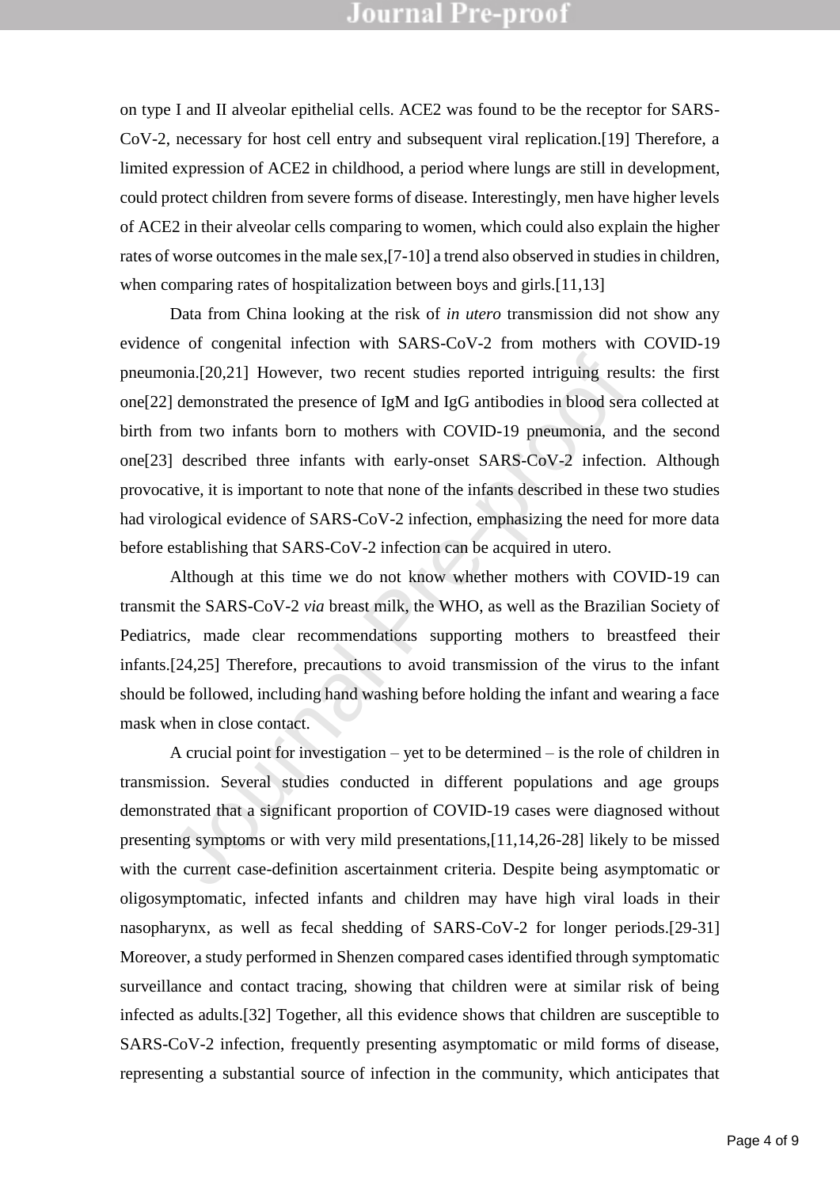on type I and II alveolar epithelial cells. ACE2 was found to be the receptor for SARS-CoV-2, necessary for host cell entry and subsequent viral replication.[19] Therefore, a limited expression of ACE2 in childhood, a period where lungs are still in development, could protect children from severe forms of disease. Interestingly, men have higher levels of ACE2 in their alveolar cells comparing to women, which could also explain the higher rates of worse outcomes in the male sex,[7-10] a trend also observed in studies in children, when comparing rates of hospitalization between boys and girls.[11,13]

Data from China looking at the risk of *in utero* transmission did not show any evidence of congenital infection with SARS-CoV-2 from mothers with COVID-19 pneumonia.[20,21] However, two recent studies reported intriguing results: the first one[22] demonstrated the presence of IgM and IgG antibodies in blood sera collected at birth from two infants born to mothers with COVID-19 pneumonia, and the second one[23] described three infants with early-onset SARS-CoV-2 infection. Although provocative, it is important to note that none of the infants described in these two studies had virological evidence of SARS-CoV-2 infection, emphasizing the need for more data before establishing that SARS-CoV-2 infection can be acquired in utero.

Although at this time we do not know whether mothers with COVID-19 can transmit the SARS-CoV-2 *via* breast milk, the WHO, as well as the Brazilian Society of Pediatrics, made clear recommendations supporting mothers to breastfeed their infants.[24,25] Therefore, precautions to avoid transmission of the virus to the infant should be followed, including hand washing before holding the infant and wearing a face mask when in close contact.

A crucial point for investigation – yet to be determined – is the role of children in transmission. Several studies conducted in different populations and age groups demonstrated that a significant proportion of COVID-19 cases were diagnosed without presenting symptoms or with very mild presentations,[11,14,26-28] likely to be missed with the current case-definition ascertainment criteria. Despite being asymptomatic or oligosymptomatic, infected infants and children may have high viral loads in their nasopharynx, as well as fecal shedding of SARS-CoV-2 for longer periods.[29-31] Moreover, a study performed in Shenzen compared cases identified through symptomatic surveillance and contact tracing, showing that children were at similar risk of being infected as adults.[32] Together, all this evidence shows that children are susceptible to SARS-CoV-2 infection, frequently presenting asymptomatic or mild forms of disease, representing a substantial source of infection in the community, which anticipates that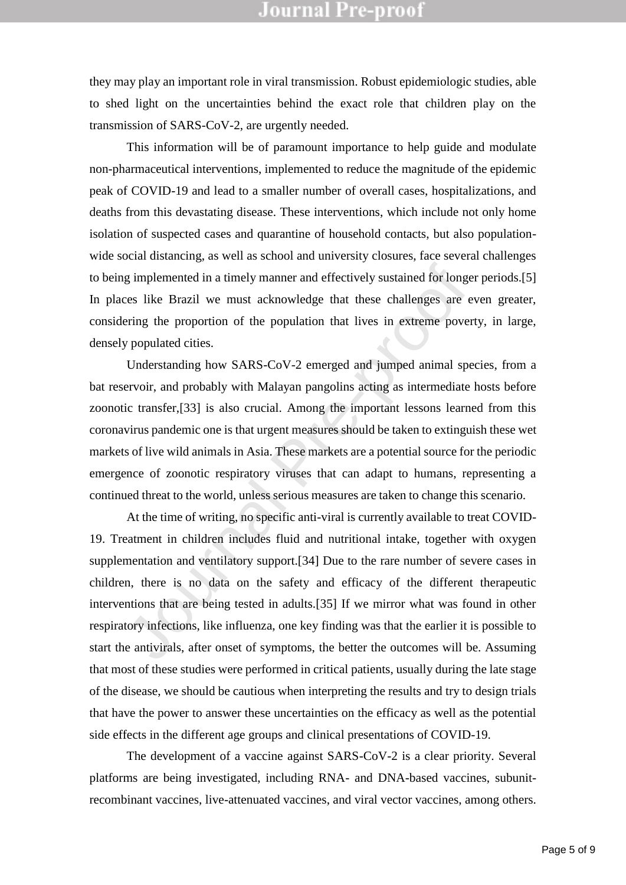they may play an important role in viral transmission. Robust epidemiologic studies, able to shed light on the uncertainties behind the exact role that children play on the transmission of SARS-CoV-2, are urgently needed.

This information will be of paramount importance to help guide and modulate non-pharmaceutical interventions, implemented to reduce the magnitude of the epidemic peak of COVID-19 and lead to a smaller number of overall cases, hospitalizations, and deaths from this devastating disease. These interventions, which include not only home isolation of suspected cases and quarantine of household contacts, but also population-wide social distancing, as well as school and university closures, face several challenges to being implemented in a timely manner and effectively sustained for longer periods.[5] In places like Brazil we must acknowledge that these challenges are even greater, considering the proportion of the population that lives in extreme poverty, in large, densely populated cities.

Understanding how SARS-CoV-2 emerged and jumped animal species, from a bat reservoir, and probably with Malayan pangolins acting as intermediate hosts before zoonotic transfer,[33] is also crucial. Among the important lessons learned from this coronavirus pandemic one is that urgent measures should be taken to extinguish these wet markets of live wild animals in Asia. These markets are a potential source for the periodic emergence of zoonotic respiratory viruses that can adapt to humans, representing a continued threat to the world, unless serious measures are taken to change this scenario.

At the time of writing, no specific anti-viral is currently available to treat COVID-19. Treatment in children includes fluid and nutritional intake, together with oxygen supplementation and ventilatory support.[34] Due to the rare number of severe cases in children, there is no data on the safety and efficacy of the different therapeutic interventions that are being tested in adults.[35] If we mirror what was found in other respiratory infections, like influenza, one key finding was that the earlier it is possible to start the antivirals, after onset of symptoms, the better the outcomes will be. Assuming that most of these studies were performed in critical patients, usually during the late stage of the disease, we should be cautious when interpreting the results and try to design trials that have the power to answer these uncertainties on the efficacy as well as the potential side effects in the different age groups and clinical presentations of COVID-19.

The development of a vaccine against SARS-CoV-2 is a clear priority. Several platforms are being investigated, including RNA- and DNA-based vaccines, subunit-recombinant vaccines, live-attenuated vaccines, and viral vector vaccines, among others.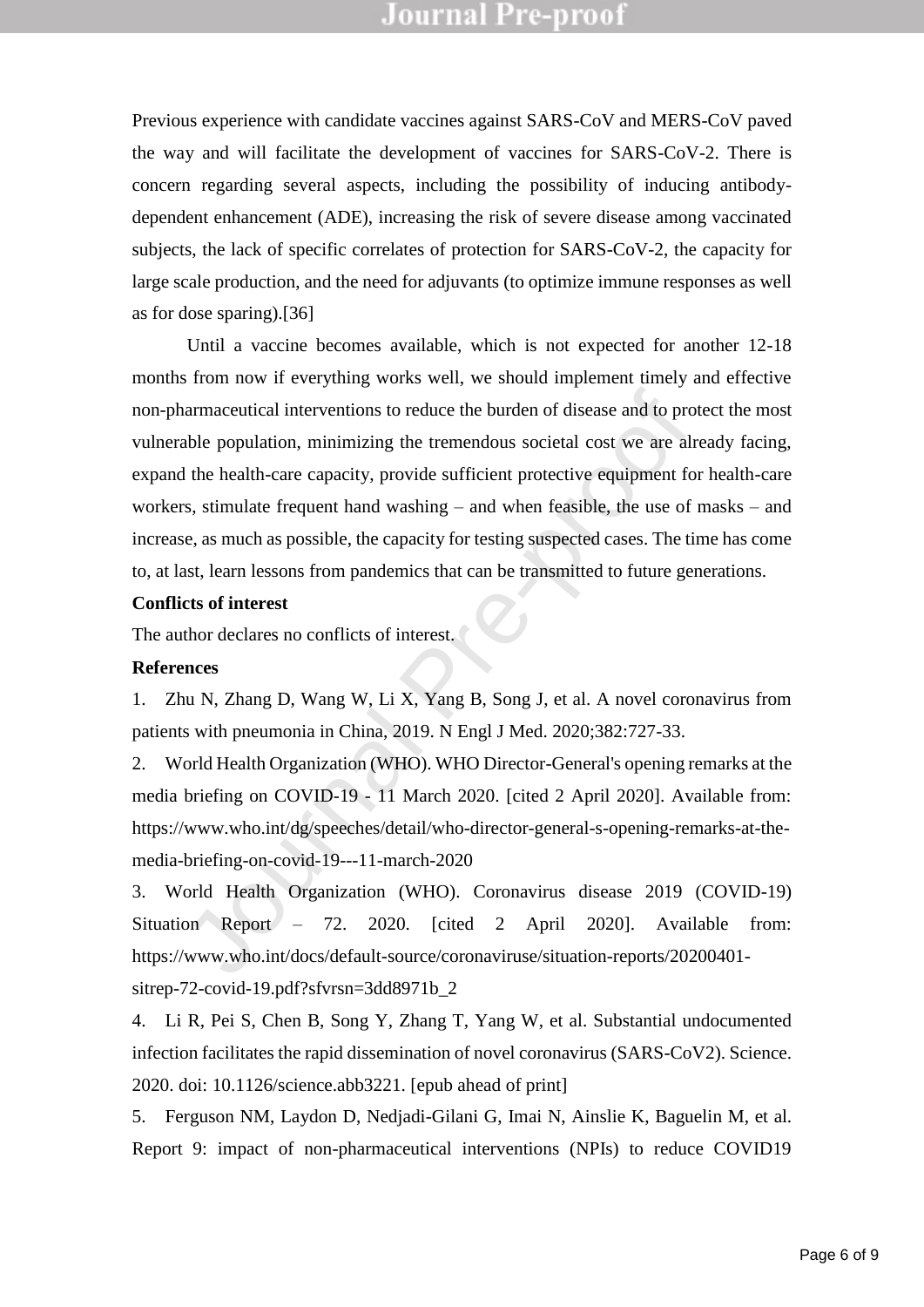Previous experience with candidate vaccines against SARS-CoV and MERS-CoV paved the way and will facilitate the development of vaccines for SARS-CoV-2. There is concern regarding several aspects, including the possibility of inducing antibody-dependent enhancement (ADE), increasing the risk of severe disease among vaccinated subjects, the lack of specific correlates of protection for SARS-CoV-2, the capacity for large scale production, and the need for adjuvants (to optimize immune responses as well as for dose sparing).[36]

Until a vaccine becomes available, which is not expected for another 12-18 months from now if everything works well, we should implement timely and effective non-pharmaceutical interventions to reduce the burden of disease and to protect the most vulnerable population, minimizing the tremendous societal cost we are already facing, expand the health-care capacity, provide sufficient protective equipment for health-care workers, stimulate frequent hand washing – and when feasible, the use of masks – and increase, as much as possible, the capacity for testing suspected cases. The time has come to, at last, learn lessons from pandemics that can be transmitted to future generations.

**Conflicts of interest**

The author declares no conflicts of interest.

**References**

1. Zhu N, Zhang D, Wang W, Li X, Yang B, Song J, et al. A novel coronavirus from patients with pneumonia in China, 2019. N Engl J Med. 2020;382:727-33.
2. World Health Organization (WHO). WHO Director-General's opening remarks at the media briefing on COVID-19 - 11 March 2020. [cited 2 April 2020]. Available from: https://www.who.int/dg/speeches/detail/who-director-general-s-opening-remarks-at-the-media-briefing-on-covid-19---11-march-2020
3. World Health Organization (WHO). Coronavirus disease 2019 (COVID-19) Situation Report – 72. 2020. [cited 2 April 2020]. Available from: https://www.who.int/docs/default-source/coronaviruse/situation-reports/20200401-sitrep-72-covid-19.pdf?sfvrsn=3dd8971b_2
4. Li R, Pei S, Chen B, Song Y, Zhang T, Yang W, et al. Substantial undocumented infection facilitates the rapid dissemination of novel coronavirus (SARS-CoV2). Science. 2020. doi: 10.1126/science.abb3221. [epub ahead of print]
5. Ferguson NM, Laydon D, Nedjadi-Gilani G, Imai N, Ainslie K, Baguelin M, et al. Report 9: impact of non-pharmaceutical interventions (NPIs) to reduce COVID19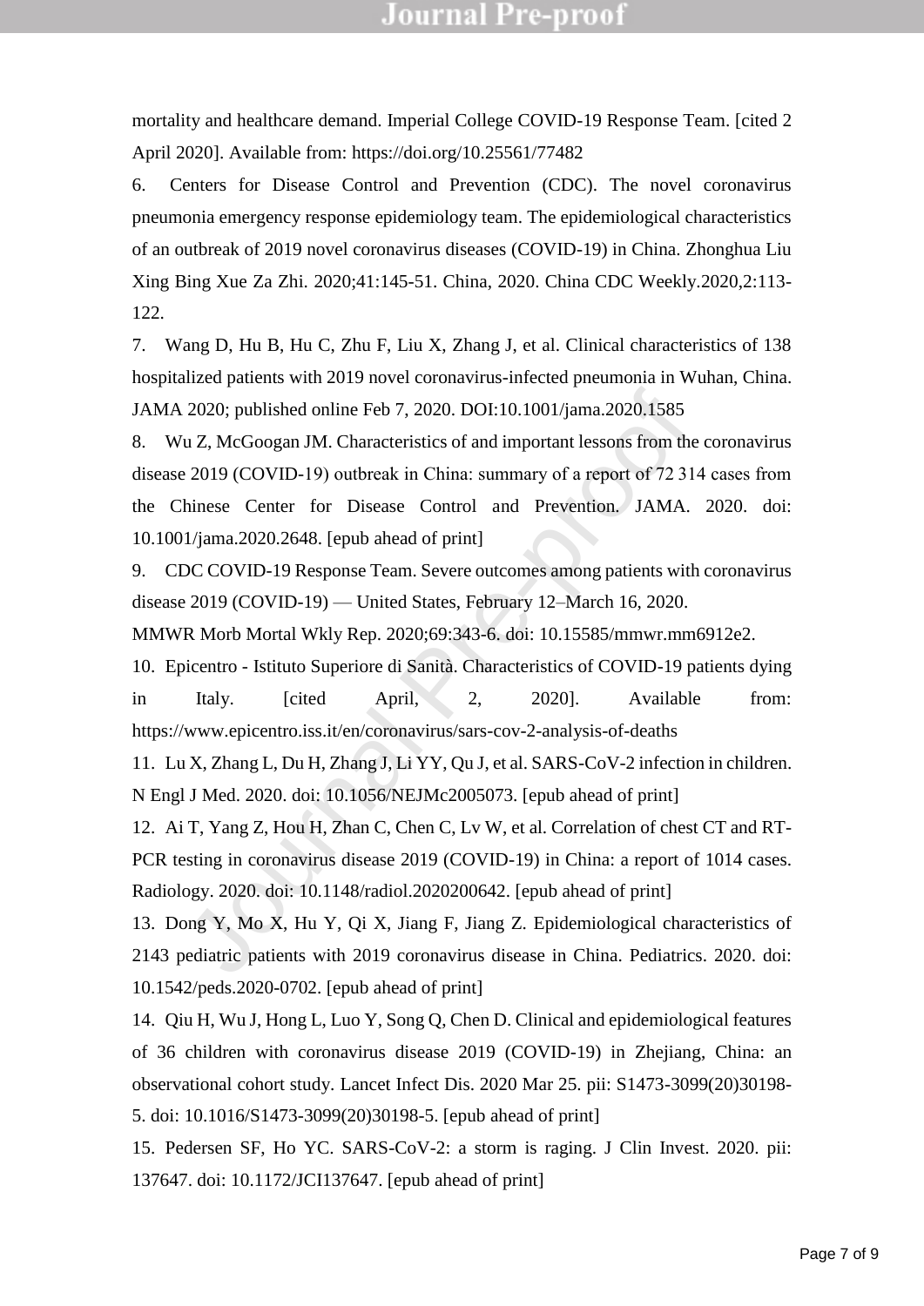mortality and healthcare demand. Imperial College COVID-19 Response Team. [cited 2 April 2020]. Available from: https://doi.org/10.25561/77482

6. Centers for Disease Control and Prevention (CDC). The novel coronavirus pneumonia emergency response epidemiology team. The epidemiological characteristics of an outbreak of 2019 novel coronavirus diseases (COVID-19) in China. Zhonghua Liu Xing Bing Xue Za Zhi. 2020;41:145-51. China, 2020. China CDC Weekly.2020,2:113-122.

7. Wang D, Hu B, Hu C, Zhu F, Liu X, Zhang J, et al. Clinical characteristics of 138 hospitalized patients with 2019 novel coronavirus-infected pneumonia in Wuhan, China. JAMA 2020; published online Feb 7, 2020. DOI:10.1001/jama.2020.1585

8. Wu Z, McGoogan JM. Characteristics of and important lessons from the coronavirus disease 2019 (COVID-19) outbreak in China: summary of a report of 72 314 cases from the Chinese Center for Disease Control and Prevention. JAMA. 2020. doi: 10.1001/jama.2020.2648. [epub ahead of print]

9. CDC COVID-19 Response Team. Severe outcomes among patients with coronavirus disease 2019 (COVID-19) — United States, February 12–March 16, 2020. MMWR Morb Mortal Wkly Rep. 2020;69:343-6. doi: 10.15585/mmwr.mm6912e2.

10. Epicentro - Istituto Superiore di Sanità. Characteristics of COVID-19 patients dying in Italy. [cited April, 2, 2020]. Available from: https://www.epicentro.iss.it/en/coronavirus/sars-cov-2-analysis-of-deaths

11. Lu X, Zhang L, Du H, Zhang J, Li YY, Qu J, et al. SARS-CoV-2 infection in children. N Engl J Med. 2020. doi: 10.1056/NEJMc2005073. [epub ahead of print]

12. Ai T, Yang Z, Hou H, Zhan C, Chen C, Lv W, et al. Correlation of chest CT and RT-PCR testing in coronavirus disease 2019 (COVID-19) in China: a report of 1014 cases. Radiology. 2020. doi: 10.1148/radiol.2020200642. [epub ahead of print]

13. Dong Y, Mo X, Hu Y, Qi X, Jiang F, Jiang Z. Epidemiological characteristics of 2143 pediatric patients with 2019 coronavirus disease in China. Pediatrics. 2020. doi: 10.1542/peds.2020-0702. [epub ahead of print]

14. Qiu H, Wu J, Hong L, Luo Y, Song Q, Chen D. Clinical and epidemiological features of 36 children with coronavirus disease 2019 (COVID-19) in Zhejiang, China: an observational cohort study. Lancet Infect Dis. 2020 Mar 25. pii: S1473-3099(20)30198-5. doi: 10.1016/S1473-3099(20)30198-5. [epub ahead of print]

15. Pedersen SF, Ho YC. SARS-CoV-2: a storm is raging. J Clin Invest. 2020. pii: 137647. doi: 10.1172/JCI137647. [epub ahead of print]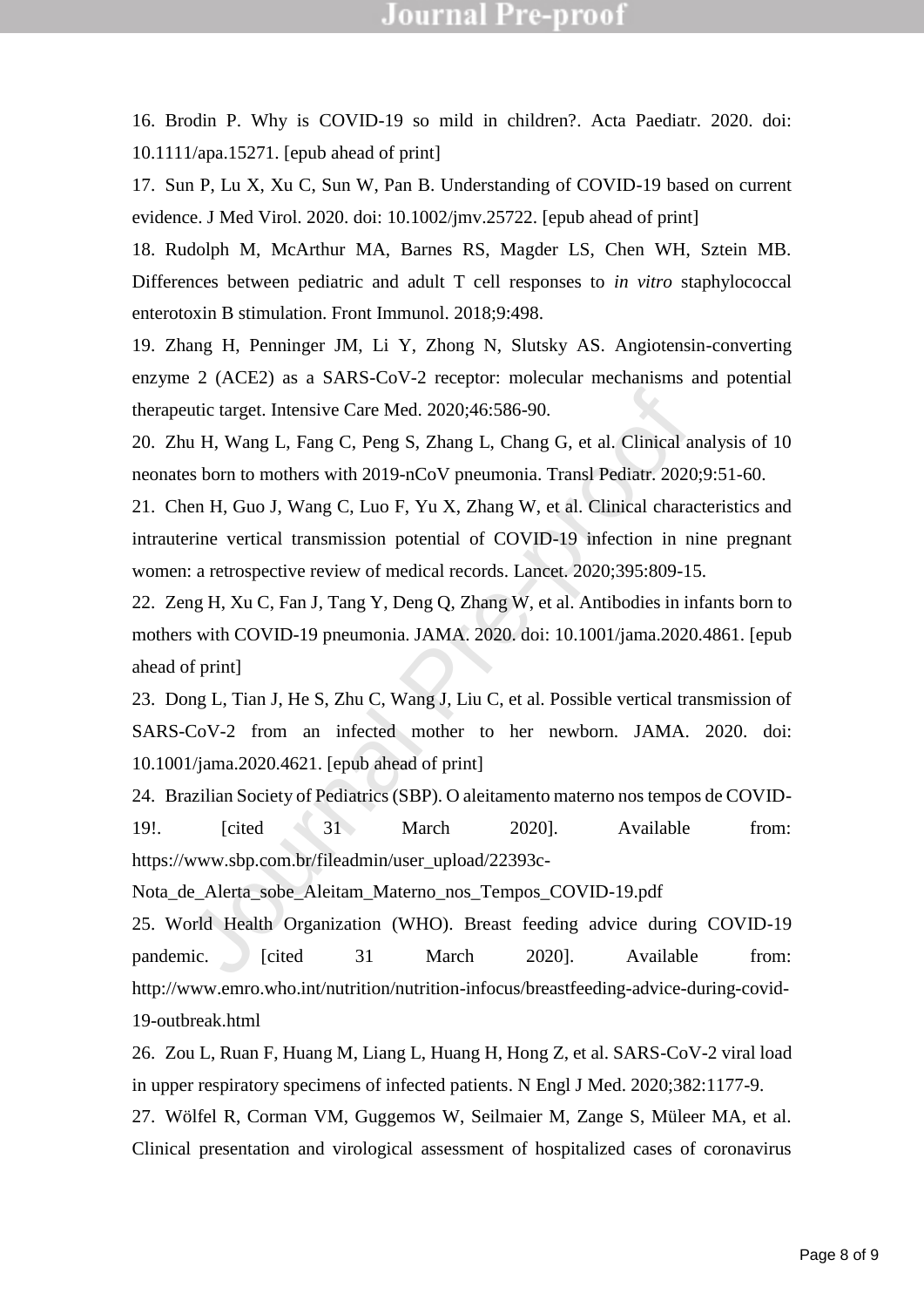16. Brodin P. Why is COVID-19 so mild in children?. Acta Paediatr. 2020. doi: 10.1111/apa.15271. [epub ahead of print]

17. Sun P, Lu X, Xu C, Sun W, Pan B. Understanding of COVID-19 based on current evidence. J Med Virol. 2020. doi: 10.1002/jmv.25722. [epub ahead of print]

18. Rudolph M, McArthur MA, Barnes RS, Magder LS, Chen WH, Sztein MB. Differences between pediatric and adult T cell responses to *in vitro* staphylococcal enterotoxin B stimulation. Front Immunol. 2018;9:498.

19. Zhang H, Penninger JM, Li Y, Zhong N, Slutsky AS. Angiotensin-converting enzyme 2 (ACE2) as a SARS-CoV-2 receptor: molecular mechanisms and potential therapeutic target. Intensive Care Med. 2020;46:586-90.

20. Zhu H, Wang L, Fang C, Peng S, Zhang L, Chang G, et al. Clinical analysis of 10 neonates born to mothers with 2019-nCoV pneumonia. Transl Pediatr. 2020;9:51-60.

21. Chen H, Guo J, Wang C, Luo F, Yu X, Zhang W, et al. Clinical characteristics and intrauterine vertical transmission potential of COVID-19 infection in nine pregnant women: a retrospective review of medical records. Lancet. 2020;395:809-15.

22. Zeng H, Xu C, Fan J, Tang Y, Deng Q, Zhang W, et al. Antibodies in infants born to mothers with COVID-19 pneumonia. JAMA. 2020. doi: 10.1001/jama.2020.4861. [epub ahead of print]

23. Dong L, Tian J, He S, Zhu C, Wang J, Liu C, et al. Possible vertical transmission of SARS-CoV-2 from an infected mother to her newborn. JAMA. 2020. doi: 10.1001/jama.2020.4621. [epub ahead of print]

24. Brazilian Society of Pediatrics (SBP). O aleitamento materno nos tempos de COVID-19!. [cited 31 March 2020]. Available from: https://www.sbp.com.br/fileadmin/user_upload/22393c-Nota_de_Alerta_sobe_Aleitam_Materno_nos_Tempos_COVID-19.pdf

25. World Health Organization (WHO). Breast feeding advice during COVID-19 pandemic. [cited 31 March 2020]. Available from: http://www.emro.who.int/nutrition/nutrition-infocus/breastfeeding-advice-during-covid-19-outbreak.html

26. Zou L, Ruan F, Huang M, Liang L, Huang H, Hong Z, et al. SARS-CoV-2 viral load in upper respiratory specimens of infected patients. N Engl J Med. 2020;382:1177-9.

27. Wölfel R, Corman VM, Guggemos W, Seilmaier M, Zange S, Müleer MA, et al. Clinical presentation and virological assessment of hospitalized cases of coronavirus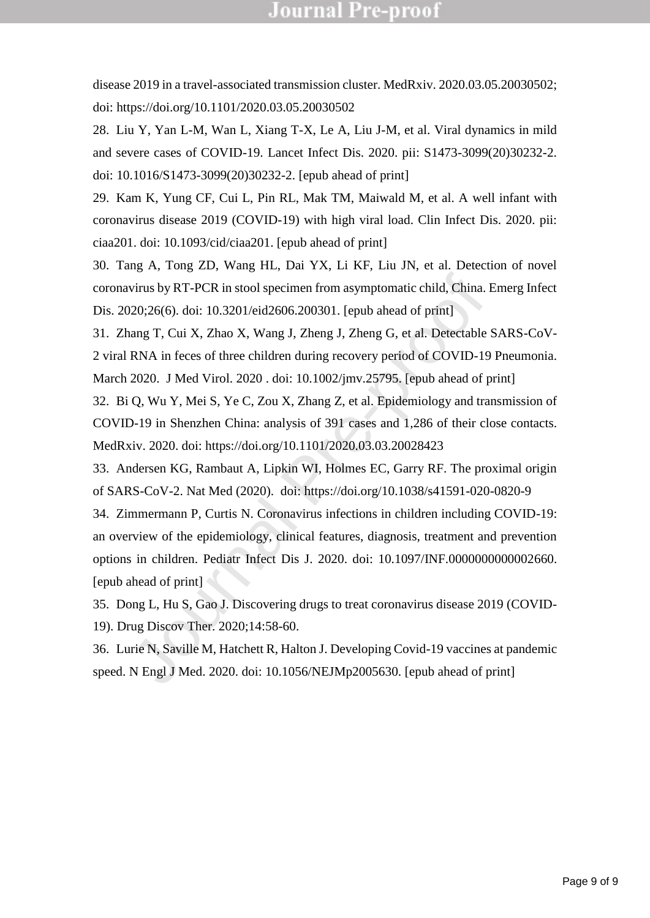disease 2019 in a travel-associated transmission cluster. MedRxiv. 2020.03.05.20030502; doi: https://doi.org/10.1101/2020.03.05.20030502

28. Liu Y, Yan L-M, Wan L, Xiang T-X, Le A, Liu J-M, et al. Viral dynamics in mild and severe cases of COVID-19. Lancet Infect Dis. 2020. pii: S1473-3099(20)30232-2. doi: 10.1016/S1473-3099(20)30232-2. [epub ahead of print]

29. Kam K, Yung CF, Cui L, Pin RL, Mak TM, Maiwald M, et al. A well infant with coronavirus disease 2019 (COVID-19) with high viral load. Clin Infect Dis. 2020. pii: ciaa201. doi: 10.1093/cid/ciaa201. [epub ahead of print]

30. Tang A, Tong ZD, Wang HL, Dai YX, Li KF, Liu JN, et al. Detection of novel coronavirus by RT-PCR in stool specimen from asymptomatic child, China. Emerg Infect Dis. 2020;26(6). doi: 10.3201/eid2606.200301. [epub ahead of print]

31. Zhang T, Cui X, Zhao X, Wang J, Zheng J, Zheng G, et al. Detectable SARS-CoV-2 viral RNA in feces of three children during recovery period of COVID-19 Pneumonia. March 2020. J Med Virol. 2020 . doi: 10.1002/jmv.25795. [epub ahead of print]

32. Bi Q, Wu Y, Mei S, Ye C, Zou X, Zhang Z, et al. Epidemiology and transmission of COVID-19 in Shenzhen China: analysis of 391 cases and 1,286 of their close contacts. MedRxiv. 2020. doi: https://doi.org/10.1101/2020.03.03.20028423

33. Andersen KG, Rambaut A, Lipkin WI, Holmes EC, Garry RF. The proximal origin of SARS-CoV-2. Nat Med (2020). doi: https://doi.org/10.1038/s41591-020-0820-9

34. Zimmermann P, Curtis N. Coronavirus infections in children including COVID-19: an overview of the epidemiology, clinical features, diagnosis, treatment and prevention options in children. Pediatr Infect Dis J. 2020. doi: 10.1097/INF.0000000000002660. [epub ahead of print]

35. Dong L, Hu S, Gao J. Discovering drugs to treat coronavirus disease 2019 (COVID-19). Drug Discov Ther. 2020;14:58-60.

36. Lurie N, Saville M, Hatchett R, Halton J. Developing Covid-19 vaccines at pandemic speed. N Engl J Med. 2020. doi: 10.1056/NEJMp2005630. [epub ahead of print]